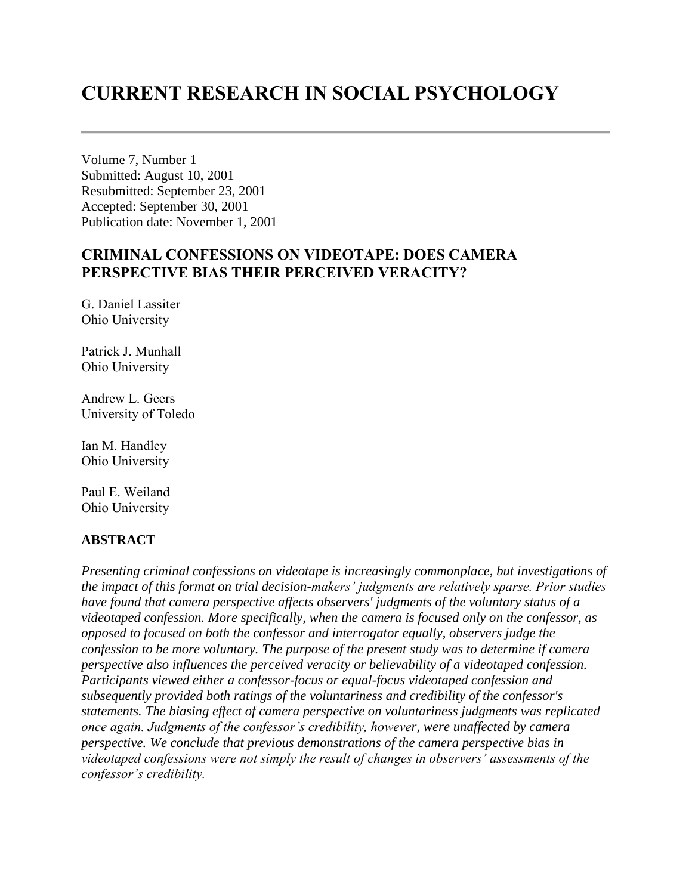# CURRENT RESEARCH IN SOCIAL PSYCHOLOGY

---

Volume 7, Number 1
Submitted: August 10, 2001
Resubmitted: September 23, 2001
Accepted: September 30, 2001
Publication date: November 1, 2001

## CRIMINAL CONFESSIONS ON VIDEOTAPE: DOES CAMERA PERSPECTIVE BIAS THEIR PERCEIVED VERACITY?

G. Daniel Lassiter
Ohio University

Patrick J. Munhall
Ohio University

Andrew L. Geers
University of Toledo

Ian M. Handley
Ohio University

Paul E. Weiland
Ohio University

### ABSTRACT

*Presenting criminal confessions on videotape is increasingly commonplace, but investigations of the impact of this format on trial decision-makers' judgments are relatively sparse. Prior studies have found that camera perspective affects observers' judgments of the voluntary status of a videotaped confession. More specifically, when the camera is focused only on the confessor, as opposed to focused on both the confessor and interrogator equally, observers judge the confession to be more voluntary. The purpose of the present study was to determine if camera perspective also influences the perceived veracity or believability of a videotaped confession. Participants viewed either a confessor-focus or equal-focus videotaped confession and subsequently provided both ratings of the voluntariness and credibility of the confessor's statements. The biasing effect of camera perspective on voluntariness judgments was replicated once again. Judgments of the confessor's credibility, however, were unaffected by camera perspective. We conclude that previous demonstrations of the camera perspective bias in videotaped confessions were not simply the result of changes in observers' assessments of the confessor's credibility.*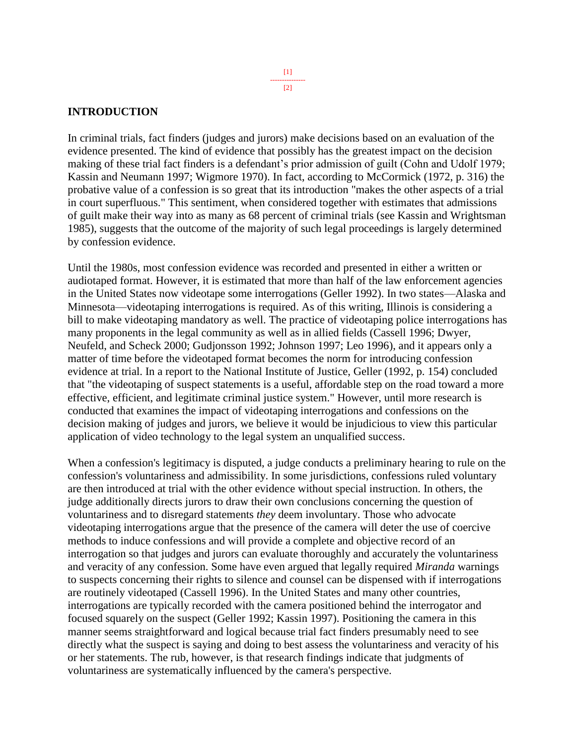## INTRODUCTION

In criminal trials, fact finders (judges and jurors) make decisions based on an evaluation of the evidence presented. The kind of evidence that possibly has the greatest impact on the decision making of these trial fact finders is a defendant's prior admission of guilt (Cohn and Udolf 1979; Kassin and Neumann 1997; Wigmore 1970). In fact, according to McCormick (1972, p. 316) the probative value of a confession is so great that its introduction "makes the other aspects of a trial in court superfluous." This sentiment, when considered together with estimates that admissions of guilt make their way into as many as 68 percent of criminal trials (see Kassin and Wrightsman 1985), suggests that the outcome of the majority of such legal proceedings is largely determined by confession evidence.

Until the 1980s, most confession evidence was recorded and presented in either a written or audiotaped format. However, it is estimated that more than half of the law enforcement agencies in the United States now videotape some interrogations (Geller 1992). In two states—Alaska and Minnesota—videotaping interrogations is required. As of this writing, Illinois is considering a bill to make videotaping mandatory as well. The practice of videotaping police interrogations has many proponents in the legal community as well as in allied fields (Cassell 1996; Dwyer, Neufeld, and Scheck 2000; Gudjonsson 1992; Johnson 1997; Leo 1996), and it appears only a matter of time before the videotaped format becomes the norm for introducing confession evidence at trial. In a report to the National Institute of Justice, Geller (1992, p. 154) concluded that "the videotaping of suspect statements is a useful, affordable step on the road toward a more effective, efficient, and legitimate criminal justice system." However, until more research is conducted that examines the impact of videotaping interrogations and confessions on the decision making of judges and jurors, we believe it would be injudicious to view this particular application of video technology to the legal system an unqualified success.

When a confession's legitimacy is disputed, a judge conducts a preliminary hearing to rule on the confession's voluntariness and admissibility. In some jurisdictions, confessions ruled voluntary are then introduced at trial with the other evidence without special instruction. In others, the judge additionally directs jurors to draw their own conclusions concerning the question of voluntariness and to disregard statements *they* deem involuntary. Those who advocate videotaping interrogations argue that the presence of the camera will deter the use of coercive methods to induce confessions and will provide a complete and objective record of an interrogation so that judges and jurors can evaluate thoroughly and accurately the voluntariness and veracity of any confession. Some have even argued that legally required *Miranda* warnings to suspects concerning their rights to silence and counsel can be dispensed with if interrogations are routinely videotaped (Cassell 1996). In the United States and many other countries, interrogations are typically recorded with the camera positioned behind the interrogator and focused squarely on the suspect (Geller 1992; Kassin 1997). Positioning the camera in this manner seems straightforward and logical because trial fact finders presumably need to see directly what the suspect is saying and doing to best assess the voluntariness and veracity of his or her statements. The rub, however, is that research findings indicate that judgments of voluntariness are systematically influenced by the camera's perspective.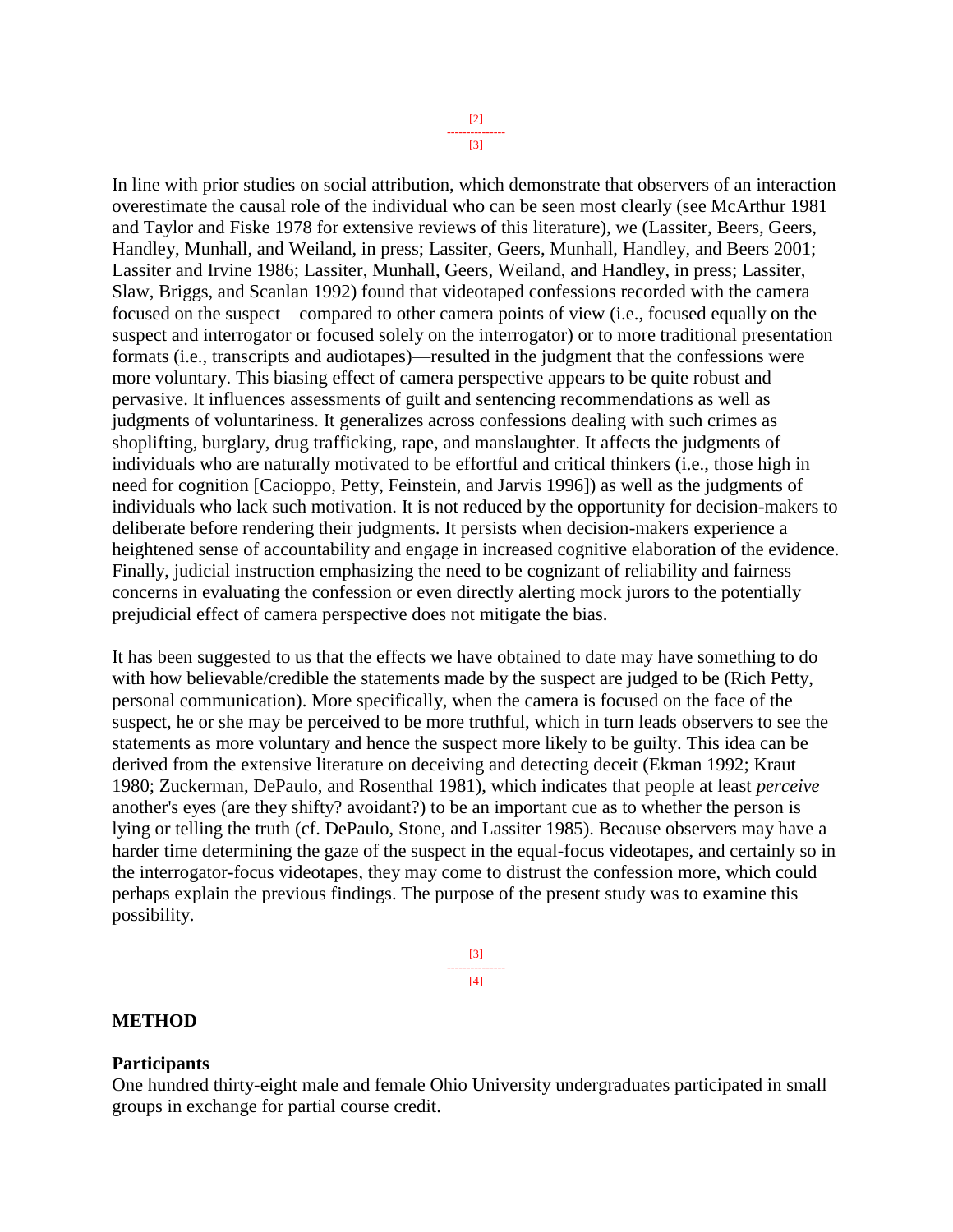In line with prior studies on social attribution, which demonstrate that observers of an interaction overestimate the causal role of the individual who can be seen most clearly (see McArthur 1981 and Taylor and Fiske 1978 for extensive reviews of this literature), we (Lassiter, Beers, Geers, Handley, Munhall, and Weiland, in press; Lassiter, Geers, Munhall, Handley, and Beers 2001; Lassiter and Irvine 1986; Lassiter, Munhall, Geers, Weiland, and Handley, in press; Lassiter, Slaw, Briggs, and Scanlan 1992) found that videotaped confessions recorded with the camera focused on the suspect—compared to other camera points of view (i.e., focused equally on the suspect and interrogator or focused solely on the interrogator) or to more traditional presentation formats (i.e., transcripts and audiotapes)—resulted in the judgment that the confessions were more voluntary. This biasing effect of camera perspective appears to be quite robust and pervasive. It influences assessments of guilt and sentencing recommendations as well as judgments of voluntariness. It generalizes across confessions dealing with such crimes as shoplifting, burglary, drug trafficking, rape, and manslaughter. It affects the judgments of individuals who are naturally motivated to be effortful and critical thinkers (i.e., those high in need for cognition [Cacioppo, Petty, Feinstein, and Jarvis 1996]) as well as the judgments of individuals who lack such motivation. It is not reduced by the opportunity for decision-makers to deliberate before rendering their judgments. It persists when decision-makers experience a heightened sense of accountability and engage in increased cognitive elaboration of the evidence. Finally, judicial instruction emphasizing the need to be cognizant of reliability and fairness concerns in evaluating the confession or even directly alerting mock jurors to the potentially prejudicial effect of camera perspective does not mitigate the bias.

It has been suggested to us that the effects we have obtained to date may have something to do with how believable/credible the statements made by the suspect are judged to be (Rich Petty, personal communication). More specifically, when the camera is focused on the face of the suspect, he or she may be perceived to be more truthful, which in turn leads observers to see the statements as more voluntary and hence the suspect more likely to be guilty. This idea can be derived from the extensive literature on deceiving and detecting deceit (Ekman 1992; Kraut 1980; Zuckerman, DePaulo, and Rosenthal 1981), which indicates that people at least *perceive* another's eyes (are they shifty? avoidant?) to be an important cue as to whether the person is lying or telling the truth (cf. DePaulo, Stone, and Lassiter 1985). Because observers may have a harder time determining the gaze of the suspect in the equal-focus videotapes, and certainly so in the interrogator-focus videotapes, they may come to distrust the confession more, which could perhaps explain the previous findings. The purpose of the present study was to examine this possibility.

## METHOD

### Participants

One hundred thirty-eight male and female Ohio University undergraduates participated in small groups in exchange for partial course credit.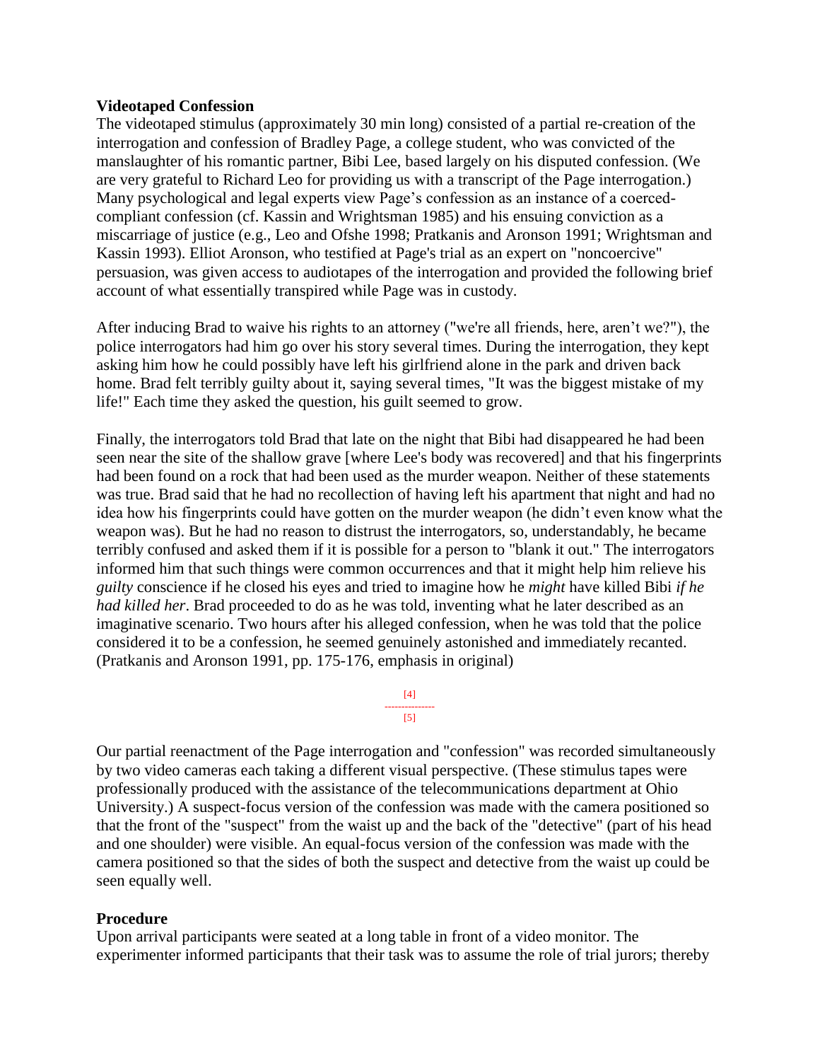**Videotaped Confession**

The videotaped stimulus (approximately 30 min long) consisted of a partial re-creation of the interrogation and confession of Bradley Page, a college student, who was convicted of the manslaughter of his romantic partner, Bibi Lee, based largely on his disputed confession. (We are very grateful to Richard Leo for providing us with a transcript of the Page interrogation.) Many psychological and legal experts view Page's confession as an instance of a coerced-compliant confession (cf. Kassin and Wrightsman 1985) and his ensuing conviction as a miscarriage of justice (e.g., Leo and Ofshe 1998; Pratkanis and Aronson 1991; Wrightsman and Kassin 1993). Elliot Aronson, who testified at Page's trial as an expert on "noncoercive" persuasion, was given access to audiotapes of the interrogation and provided the following brief account of what essentially transpired while Page was in custody.

After inducing Brad to waive his rights to an attorney ("we're all friends, here, aren't we?"), the police interrogators had him go over his story several times. During the interrogation, they kept asking him how he could possibly have left his girlfriend alone in the park and driven back home. Brad felt terribly guilty about it, saying several times, "It was the biggest mistake of my life!" Each time they asked the question, his guilt seemed to grow.

Finally, the interrogators told Brad that late on the night that Bibi had disappeared he had been seen near the site of the shallow grave [where Lee's body was recovered] and that his fingerprints had been found on a rock that had been used as the murder weapon. Neither of these statements was true. Brad said that he had no recollection of having left his apartment that night and had no idea how his fingerprints could have gotten on the murder weapon (he didn't even know what the weapon was). But he had no reason to distrust the interrogators, so, understandably, he became terribly confused and asked them if it is possible for a person to "blank it out." The interrogators informed him that such things were common occurrences and that it might help him relieve his *guilty* conscience if he closed his eyes and tried to imagine how he *might* have killed Bibi *if he had killed her*. Brad proceeded to do as he was told, inventing what he later described as an imaginative scenario. Two hours after his alleged confession, when he was told that the police considered it to be a confession, he seemed genuinely astonished and immediately recanted. (Pratkanis and Aronson 1991, pp. 175-176, emphasis in original)

Our partial reenactment of the Page interrogation and "confession" was recorded simultaneously by two video cameras each taking a different visual perspective. (These stimulus tapes were professionally produced with the assistance of the telecommunications department at Ohio University.) A suspect-focus version of the confession was made with the camera positioned so that the front of the "suspect" from the waist up and the back of the "detective" (part of his head and one shoulder) were visible. An equal-focus version of the confession was made with the camera positioned so that the sides of both the suspect and detective from the waist up could be seen equally well.

**Procedure**

Upon arrival participants were seated at a long table in front of a video monitor. The experimenter informed participants that their task was to assume the role of trial jurors; thereby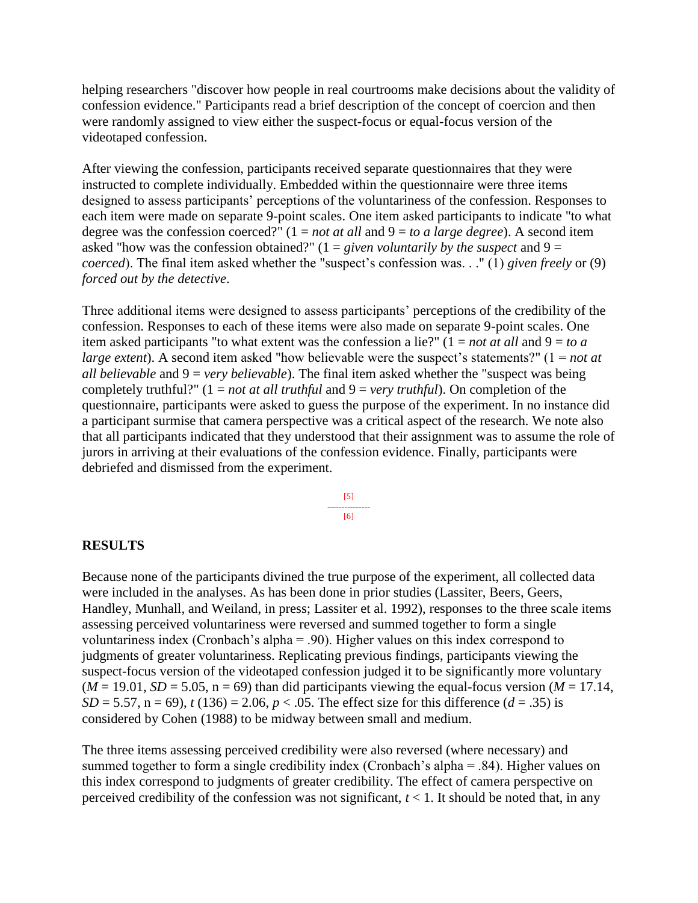helping researchers "discover how people in real courtrooms make decisions about the validity of confession evidence." Participants read a brief description of the concept of coercion and then were randomly assigned to view either the suspect-focus or equal-focus version of the videotaped confession.

After viewing the confession, participants received separate questionnaires that they were instructed to complete individually. Embedded within the questionnaire were three items designed to assess participants' perceptions of the voluntariness of the confession. Responses to each item were made on separate 9-point scales. One item asked participants to indicate "to what degree was the confession coerced?" (1 = *not at all* and 9 = *to a large degree*). A second item asked "how was the confession obtained?" (1 = *given voluntarily by the suspect* and 9 = *coerced*). The final item asked whether the "suspect's confession was. . ." (1) *given freely* or (9) *forced out by the detective*.

Three additional items were designed to assess participants' perceptions of the credibility of the confession. Responses to each of these items were also made on separate 9-point scales. One item asked participants "to what extent was the confession a lie?" (1 = *not at all* and 9 = *to a large extent*). A second item asked "how believable were the suspect's statements?" (1 = *not at all believable* and 9 = *very believable*). The final item asked whether the "suspect was being completely truthful?" (1 = *not at all truthful* and 9 = *very truthful*). On completion of the questionnaire, participants were asked to guess the purpose of the experiment. In no instance did a participant surmise that camera perspective was a critical aspect of the research. We note also that all participants indicated that they understood that their assignment was to assume the role of jurors in arriving at their evaluations of the confession evidence. Finally, participants were debriefed and dismissed from the experiment.

[5]
---------------
[6]

## RESULTS

Because none of the participants divined the true purpose of the experiment, all collected data were included in the analyses. As has been done in prior studies (Lassiter, Beers, Geers, Handley, Munhall, and Weiland, in press; Lassiter et al. 1992), responses to the three scale items assessing perceived voluntariness were reversed and summed together to form a single voluntariness index (Cronbach's alpha = .90). Higher values on this index correspond to judgments of greater voluntariness. Replicating previous findings, participants viewing the suspect-focus version of the videotaped confession judged it to be significantly more voluntary ($M$ = 19.01, $SD$ = 5.05, n = 69) than did participants viewing the equal-focus version ($M$ = 17.14, $SD$ = 5.57, n = 69), $t\,(136) = 2.06$, $p < .05$. The effect size for this difference ($d$ = .35) is considered by Cohen (1988) to be midway between small and medium.

The three items assessing perceived credibility were also reversed (where necessary) and summed together to form a single credibility index (Cronbach's alpha = .84). Higher values on this index correspond to judgments of greater credibility. The effect of camera perspective on perceived credibility of the confession was not significant, $t < 1$. It should be noted that, in any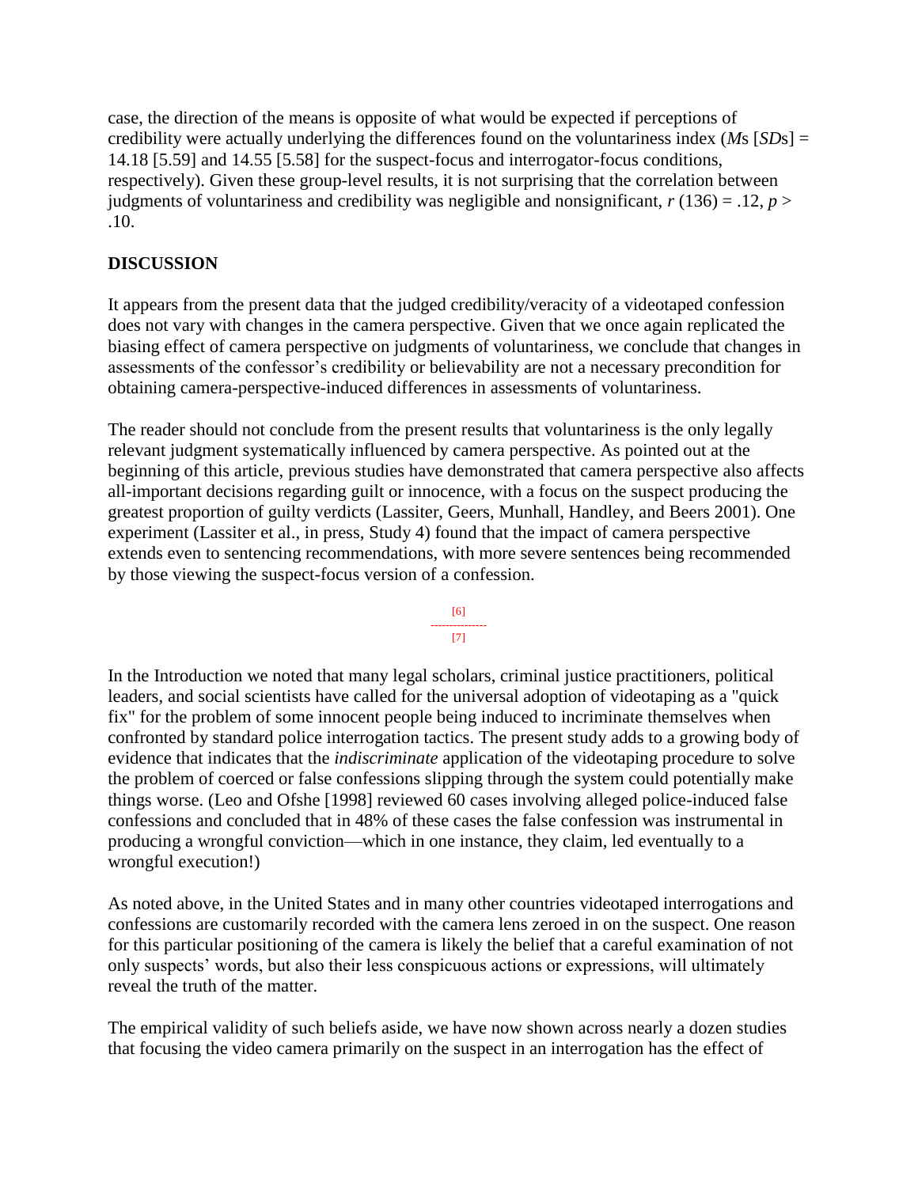case, the direction of the means is opposite of what would be expected if perceptions of credibility were actually underlying the differences found on the voluntariness index (*M*s [*SD*s] = 14.18 [5.59] and 14.55 [5.58] for the suspect-focus and interrogator-focus conditions, respectively). Given these group-level results, it is not surprising that the correlation between judgments of voluntariness and credibility was negligible and nonsignificant, $r(136) = .12$, $p > .10$.

## DISCUSSION

It appears from the present data that the judged credibility/veracity of a videotaped confession does not vary with changes in the camera perspective. Given that we once again replicated the biasing effect of camera perspective on judgments of voluntariness, we conclude that changes in assessments of the confessor's credibility or believability are not a necessary precondition for obtaining camera-perspective-induced differences in assessments of voluntariness.

The reader should not conclude from the present results that voluntariness is the only legally relevant judgment systematically influenced by camera perspective. As pointed out at the beginning of this article, previous studies have demonstrated that camera perspective also affects all-important decisions regarding guilt or innocence, with a focus on the suspect producing the greatest proportion of guilty verdicts (Lassiter, Geers, Munhall, Handley, and Beers 2001). One experiment (Lassiter et al., in press, Study 4) found that the impact of camera perspective extends even to sentencing recommendations, with more severe sentences being recommended by those viewing the suspect-focus version of a confession.

In the Introduction we noted that many legal scholars, criminal justice practitioners, political leaders, and social scientists have called for the universal adoption of videotaping as a "quick fix" for the problem of some innocent people being induced to incriminate themselves when confronted by standard police interrogation tactics. The present study adds to a growing body of evidence that indicates that the *indiscriminate* application of the videotaping procedure to solve the problem of coerced or false confessions slipping through the system could potentially make things worse. (Leo and Ofshe [1998] reviewed 60 cases involving alleged police-induced false confessions and concluded that in 48% of these cases the false confession was instrumental in producing a wrongful conviction—which in one instance, they claim, led eventually to a wrongful execution!)

As noted above, in the United States and in many other countries videotaped interrogations and confessions are customarily recorded with the camera lens zeroed in on the suspect. One reason for this particular positioning of the camera is likely the belief that a careful examination of not only suspects' words, but also their less conspicuous actions or expressions, will ultimately reveal the truth of the matter.

The empirical validity of such beliefs aside, we have now shown across nearly a dozen studies that focusing the video camera primarily on the suspect in an interrogation has the effect of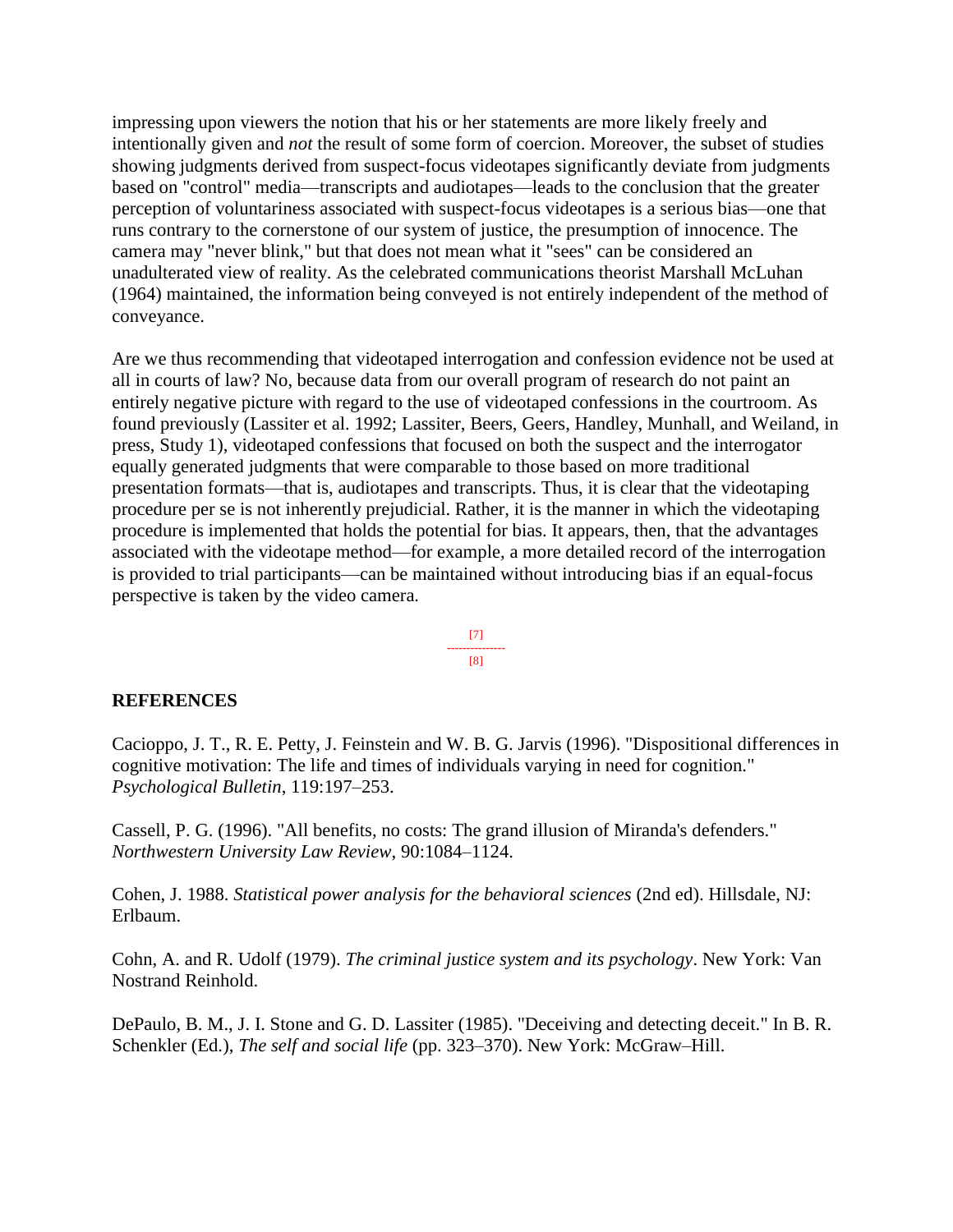impressing upon viewers the notion that his or her statements are more likely freely and intentionally given and *not* the result of some form of coercion. Moreover, the subset of studies showing judgments derived from suspect-focus videotapes significantly deviate from judgments based on "control" media—transcripts and audiotapes—leads to the conclusion that the greater perception of voluntariness associated with suspect-focus videotapes is a serious bias—one that runs contrary to the cornerstone of our system of justice, the presumption of innocence. The camera may "never blink," but that does not mean what it "sees" can be considered an unadulterated view of reality. As the celebrated communications theorist Marshall McLuhan (1964) maintained, the information being conveyed is not entirely independent of the method of conveyance.

Are we thus recommending that videotaped interrogation and confession evidence not be used at all in courts of law? No, because data from our overall program of research do not paint an entirely negative picture with regard to the use of videotaped confessions in the courtroom. As found previously (Lassiter et al. 1992; Lassiter, Beers, Geers, Handley, Munhall, and Weiland, in press, Study 1), videotaped confessions that focused on both the suspect and the interrogator equally generated judgments that were comparable to those based on more traditional presentation formats—that is, audiotapes and transcripts. Thus, it is clear that the videotaping procedure per se is not inherently prejudicial. Rather, it is the manner in which the videotaping procedure is implemented that holds the potential for bias. It appears, then, that the advantages associated with the videotape method—for example, a more detailed record of the interrogation is provided to trial participants—can be maintained without introducing bias if an equal-focus perspective is taken by the video camera.

## REFERENCES

Cacioppo, J. T., R. E. Petty, J. Feinstein and W. B. G. Jarvis (1996). "Dispositional differences in cognitive motivation: The life and times of individuals varying in need for cognition." *Psychological Bulletin*, 119:197–253.

Cassell, P. G. (1996). "All benefits, no costs: The grand illusion of Miranda's defenders." *Northwestern University Law Review*, 90:1084–1124.

Cohen, J. 1988. *Statistical power analysis for the behavioral sciences* (2nd ed). Hillsdale, NJ: Erlbaum.

Cohn, A. and R. Udolf (1979). *The criminal justice system and its psychology*. New York: Van Nostrand Reinhold.

DePaulo, B. M., J. I. Stone and G. D. Lassiter (1985). "Deceiving and detecting deceit." In B. R. Schenkler (Ed.), *The self and social life* (pp. 323–370). New York: McGraw–Hill.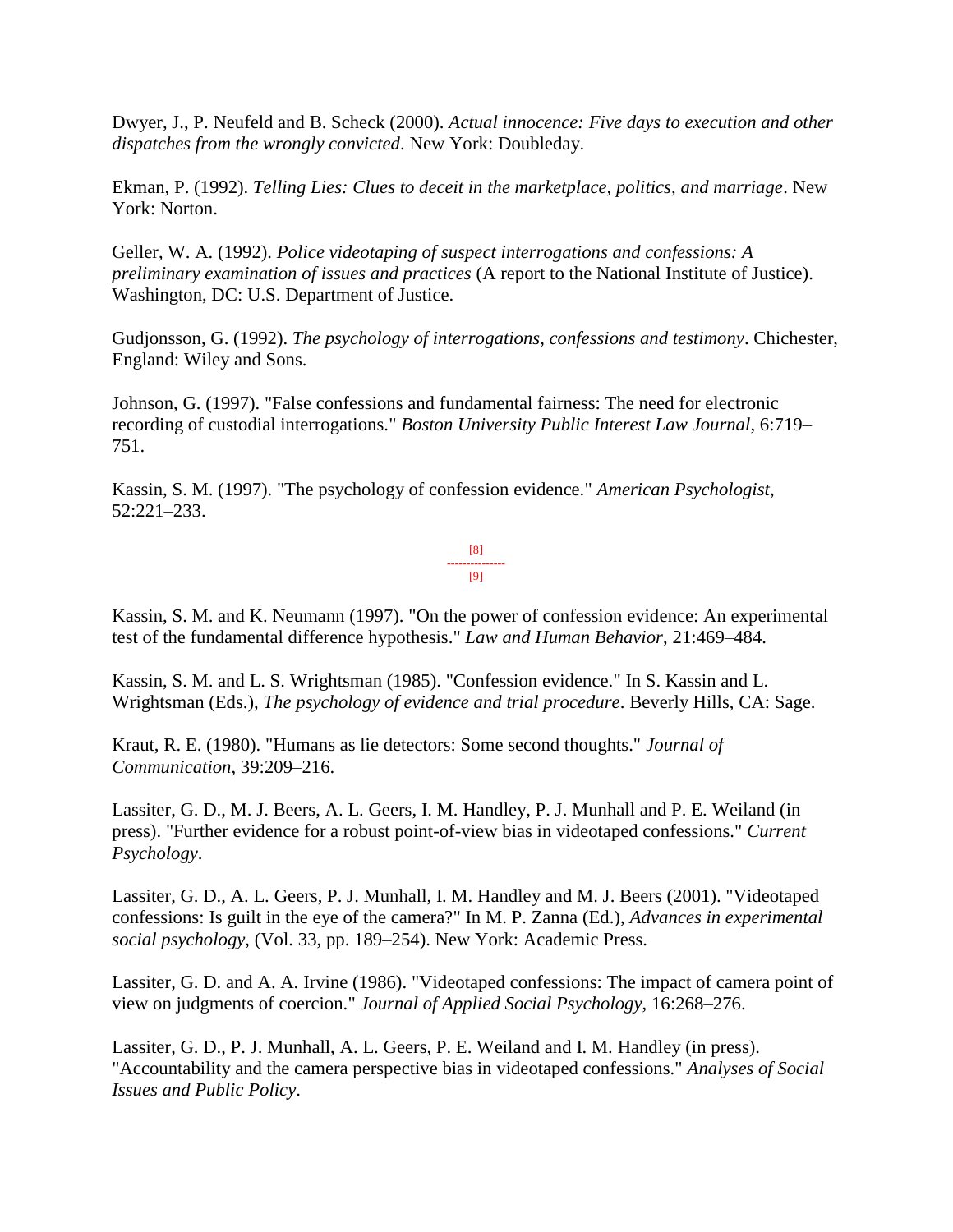Dwyer, J., P. Neufeld and B. Scheck (2000). *Actual innocence: Five days to execution and other dispatches from the wrongly convicted*. New York: Doubleday.

Ekman, P. (1992). *Telling Lies: Clues to deceit in the marketplace, politics, and marriage*. New York: Norton.

Geller, W. A. (1992). *Police videotaping of suspect interrogations and confessions: A preliminary examination of issues and practices* (A report to the National Institute of Justice). Washington, DC: U.S. Department of Justice.

Gudjonsson, G. (1992). *The psychology of interrogations, confessions and testimony*. Chichester, England: Wiley and Sons.

Johnson, G. (1997). "False confessions and fundamental fairness: The need for electronic recording of custodial interrogations." *Boston University Public Interest Law Journal*, 6:719–751.

Kassin, S. M. (1997). "The psychology of confession evidence." *American Psychologist*, 52:221–233.

Kassin, S. M. and K. Neumann (1997). "On the power of confession evidence: An experimental test of the fundamental difference hypothesis." *Law and Human Behavior*, 21:469–484.

Kassin, S. M. and L. S. Wrightsman (1985). "Confession evidence." In S. Kassin and L. Wrightsman (Eds.), *The psychology of evidence and trial procedure*. Beverly Hills, CA: Sage.

Kraut, R. E. (1980). "Humans as lie detectors: Some second thoughts." *Journal of Communication*, 39:209–216.

Lassiter, G. D., M. J. Beers, A. L. Geers, I. M. Handley, P. J. Munhall and P. E. Weiland (in press). "Further evidence for a robust point-of-view bias in videotaped confessions." *Current Psychology*.

Lassiter, G. D., A. L. Geers, P. J. Munhall, I. M. Handley and M. J. Beers (2001). "Videotaped confessions: Is guilt in the eye of the camera?" In M. P. Zanna (Ed.), *Advances in experimental social psychology*, (Vol. 33, pp. 189–254). New York: Academic Press.

Lassiter, G. D. and A. A. Irvine (1986). "Videotaped confessions: The impact of camera point of view on judgments of coercion." *Journal of Applied Social Psychology*, 16:268–276.

Lassiter, G. D., P. J. Munhall, A. L. Geers, P. E. Weiland and I. M. Handley (in press). "Accountability and the camera perspective bias in videotaped confessions." *Analyses of Social Issues and Public Policy*.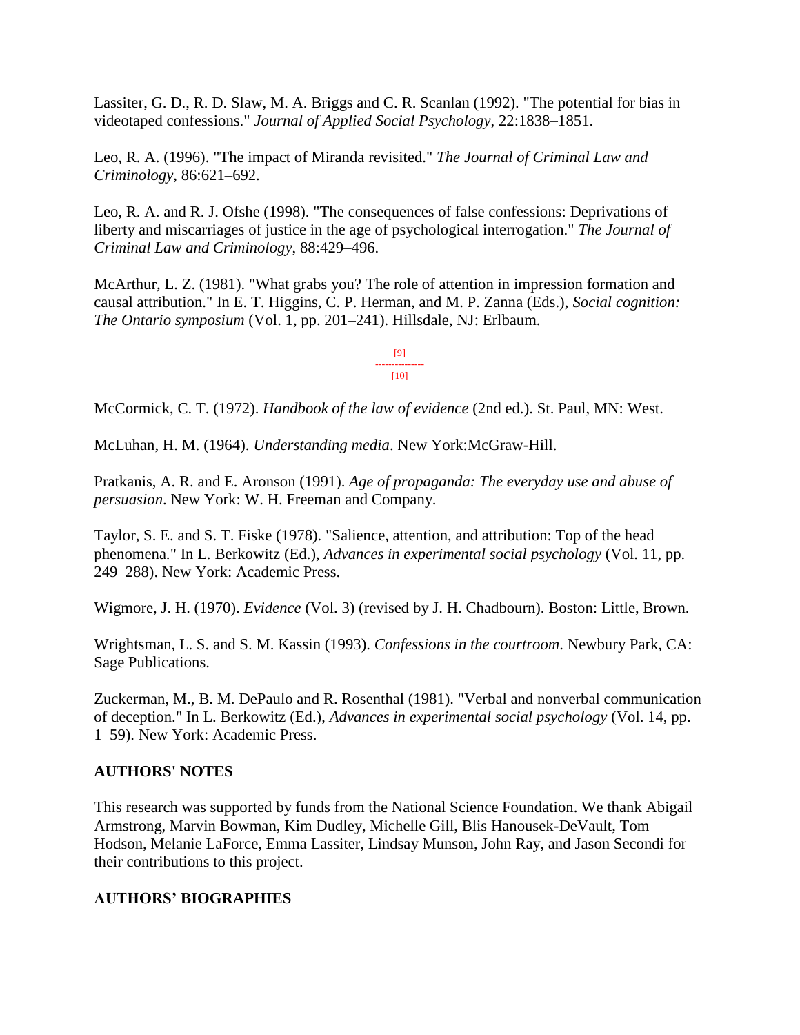Lassiter, G. D., R. D. Slaw, M. A. Briggs and C. R. Scanlan (1992). "The potential for bias in videotaped confessions." *Journal of Applied Social Psychology*, 22:1838–1851.

Leo, R. A. (1996). "The impact of Miranda revisited." *The Journal of Criminal Law and Criminology*, 86:621–692.

Leo, R. A. and R. J. Ofshe (1998). "The consequences of false confessions: Deprivations of liberty and miscarriages of justice in the age of psychological interrogation." *The Journal of Criminal Law and Criminology*, 88:429–496.

McArthur, L. Z. (1981). "What grabs you? The role of attention in impression formation and causal attribution." In E. T. Higgins, C. P. Herman, and M. P. Zanna (Eds.), *Social cognition: The Ontario symposium* (Vol. 1, pp. 201–241). Hillsdale, NJ: Erlbaum.

McCormick, C. T. (1972). *Handbook of the law of evidence* (2nd ed.). St. Paul, MN: West.

McLuhan, H. M. (1964). *Understanding media*. New York:McGraw-Hill.

Pratkanis, A. R. and E. Aronson (1991). *Age of propaganda: The everyday use and abuse of persuasion*. New York: W. H. Freeman and Company.

Taylor, S. E. and S. T. Fiske (1978). "Salience, attention, and attribution: Top of the head phenomena." In L. Berkowitz (Ed.), *Advances in experimental social psychology* (Vol. 11, pp. 249–288). New York: Academic Press.

Wigmore, J. H. (1970). *Evidence* (Vol. 3) (revised by J. H. Chadbourn). Boston: Little, Brown.

Wrightsman, L. S. and S. M. Kassin (1993). *Confessions in the courtroom*. Newbury Park, CA: Sage Publications.

Zuckerman, M., B. M. DePaulo and R. Rosenthal (1981). "Verbal and nonverbal communication of deception." In L. Berkowitz (Ed.), *Advances in experimental social psychology* (Vol. 14, pp. 1–59). New York: Academic Press.

**AUTHORS' NOTES**

This research was supported by funds from the National Science Foundation. We thank Abigail Armstrong, Marvin Bowman, Kim Dudley, Michelle Gill, Blis Hanousek-DeVault, Tom Hodson, Melanie LaForce, Emma Lassiter, Lindsay Munson, John Ray, and Jason Secondi for their contributions to this project.

**AUTHORS' BIOGRAPHIES**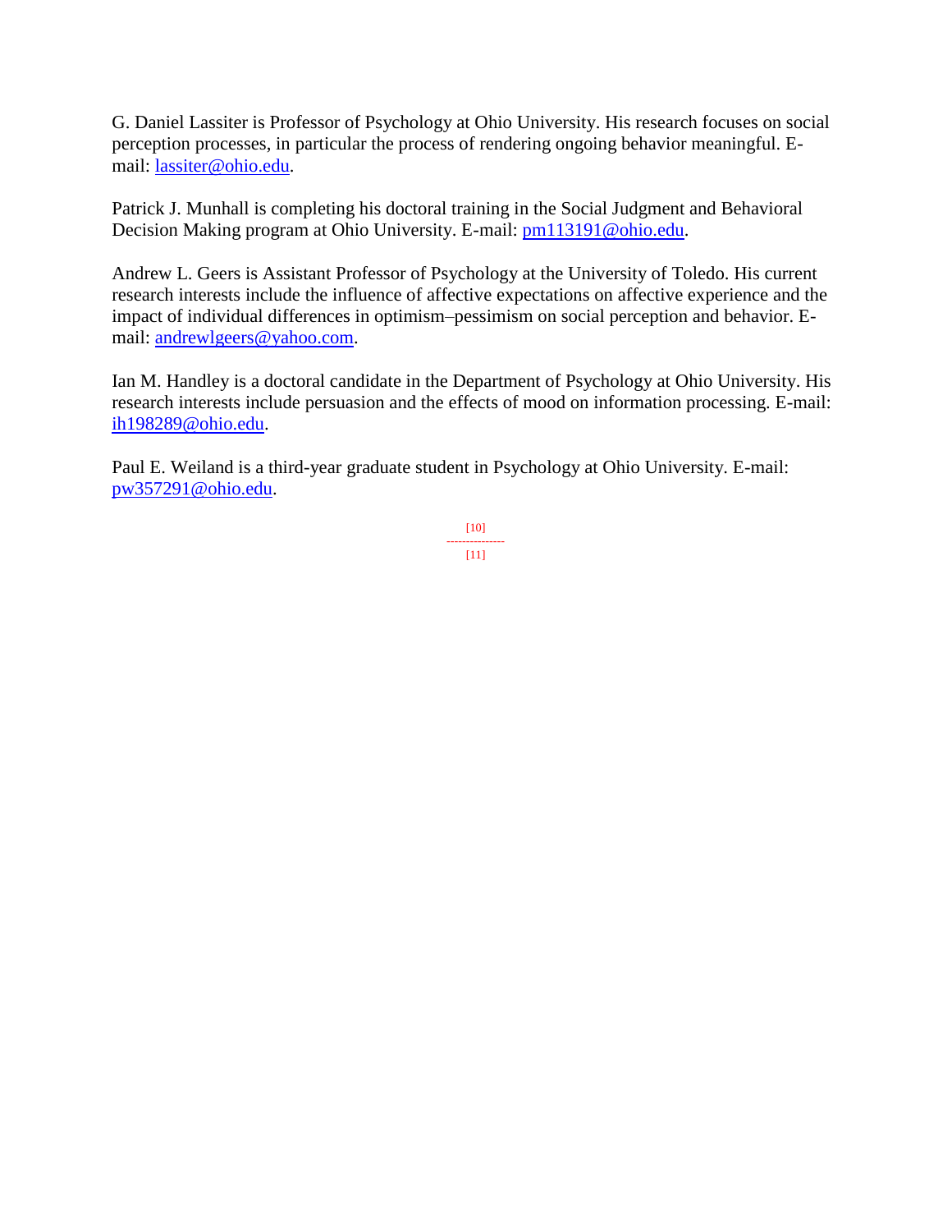G. Daniel Lassiter is Professor of Psychology at Ohio University. His research focuses on social perception processes, in particular the process of rendering ongoing behavior meaningful. E-mail: lassiter@ohio.edu.

Patrick J. Munhall is completing his doctoral training in the Social Judgment and Behavioral Decision Making program at Ohio University. E-mail: pm113191@ohio.edu.

Andrew L. Geers is Assistant Professor of Psychology at the University of Toledo. His current research interests include the influence of affective expectations on affective experience and the impact of individual differences in optimism–pessimism on social perception and behavior. E-mail: andrewlgeers@yahoo.com.

Ian M. Handley is a doctoral candidate in the Department of Psychology at Ohio University. His research interests include persuasion and the effects of mood on information processing. E-mail: ih198289@ohio.edu.

Paul E. Weiland is a third-year graduate student in Psychology at Ohio University. E-mail: pw357291@ohio.edu.